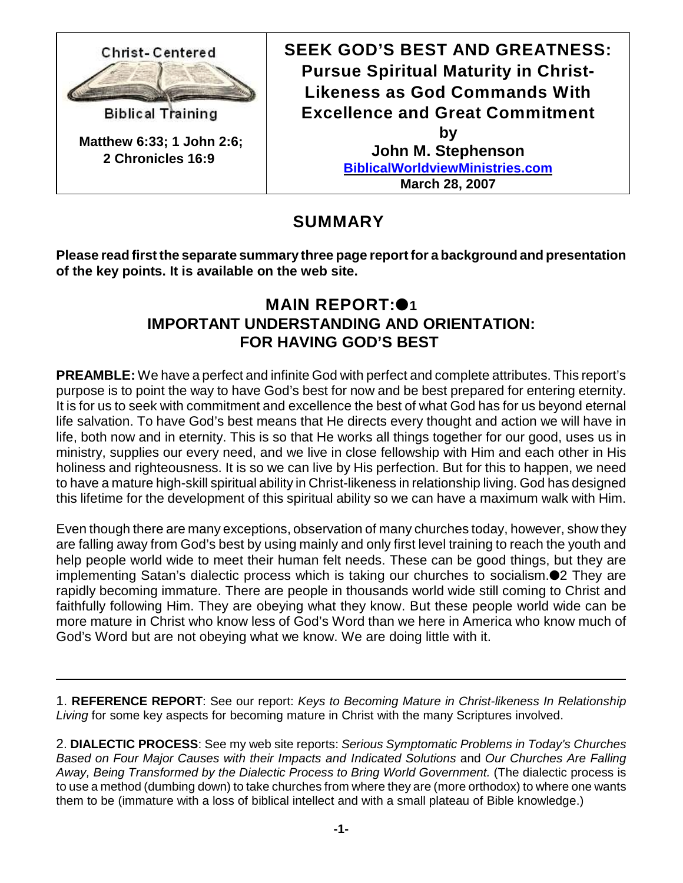Christ-Centered

Biblical Training

**Matthew 6:33; 1 John 2:6; 2 Chronicles 16:9**

# SEEK GOD'S BEST AND GREATNESS: Pursue Spiritual Maturity in Christ-Likeness as God Commands With Excellence and Great Commitment

**by**

**John M. Stephenson**

**BiblicalWorldviewMinistries.com**

**March 28, 2007**

## SUMMARY

**Please read first the separate summary three page report for a background and presentation of the key points. It is available on the web site.**

## MAIN REPORT:●1 IMPORTANT UNDERSTANDING AND ORIENTATION: FOR HAVING GOD'S BEST

**PREAMBLE:** We have a perfect and infinite God with perfect and complete attributes. This report's purpose is to point the way to have God's best for now and be best prepared for entering eternity. It is for us to seek with commitment and excellence the best of what God has for us beyond eternal life salvation. To have God's best means that He directs every thought and action we will have in life, both now and in eternity. This is so that He works all things together for our good, uses us in ministry, supplies our every need, and we live in close fellowship with Him and each other in His holiness and righteousness. It is so we can live by His perfection. But for this to happen, we need to have a mature high-skill spiritual ability in Christ-likeness in relationship living. God has designed this lifetime for the development of this spiritual ability so we can have a maximum walk with Him.

Even though there are many exceptions, observation of many churches today, however, show they are falling away from God's best by using mainly and only first level training to reach the youth and help people world wide to meet their human felt needs. These can be good things, but they are implementing Satan's dialectic process which is taking our churches to socialism.●2 They are rapidly becoming immature. There are people in thousands world wide still coming to Christ and faithfully following Him. They are obeying what they know. But these people world wide can be more mature in Christ who know less of God's Word than we here in America who know much of God's Word but are not obeying what we know. We are doing little with it.

---

1. **REFERENCE REPORT**: See our report: *Keys to Becoming Mature in Christ-likeness In Relationship Living* for some key aspects for becoming mature in Christ with the many Scriptures involved.

2. **DIALECTIC PROCESS**: See my web site reports: *Serious Symptomatic Problems in Today's Churches Based on Four Major Causes with their Impacts and Indicated Solutions* and *Our Churches Are Falling Away, Being Transformed by the Dialectic Process to Bring World Government.* (The dialectic process is to use a method (dumbing down) to take churches from where they are (more orthodox) to where one wants them to be (immature with a loss of biblical intellect and with a small plateau of Bible knowledge.)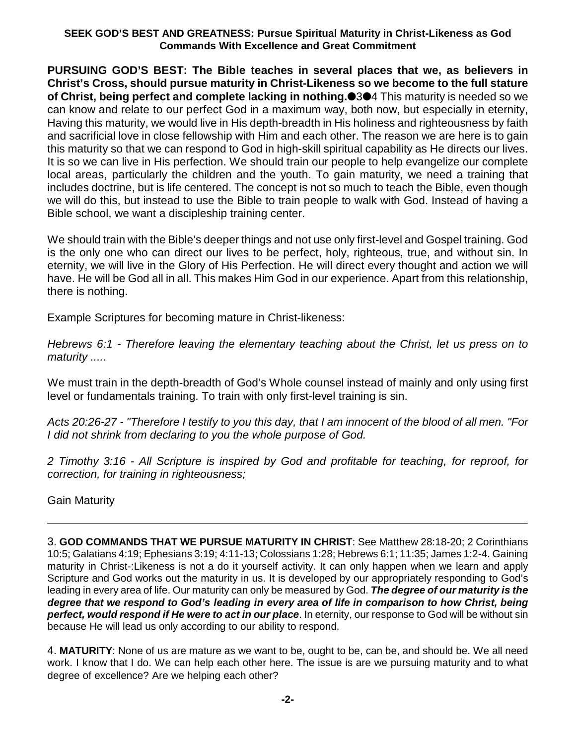**SEEK GOD'S BEST AND GREATNESS: Pursue Spiritual Maturity in Christ-Likeness as God Commands With Excellence and Great Commitment**

**PURSUING GOD'S BEST: The Bible teaches in several places that we, as believers in Christ's Cross, should pursue maturity in Christ-Likeness so we become to the full stature of Christ, being perfect and complete lacking in nothing.**●3●4 This maturity is needed so we can know and relate to our perfect God in a maximum way, both now, but especially in eternity, Having this maturity, we would live in His depth-breadth in His holiness and righteousness by faith and sacrificial love in close fellowship with Him and each other. The reason we are here is to gain this maturity so that we can respond to God in high-skill spiritual capability as He directs our lives. It is so we can live in His perfection. We should train our people to help evangelize our complete local areas, particularly the children and the youth. To gain maturity, we need a training that includes doctrine, but is life centered. The concept is not so much to teach the Bible, even though we will do this, but instead to use the Bible to train people to walk with God. Instead of having a Bible school, we want a discipleship training center.

We should train with the Bible's deeper things and not use only first-level and Gospel training. God is the only one who can direct our lives to be perfect, holy, righteous, true, and without sin. In eternity, we will live in the Glory of His Perfection. He will direct every thought and action we will have. He will be God all in all. This makes Him God in our experience. Apart from this relationship, there is nothing.

Example Scriptures for becoming mature in Christ-likeness:

*Hebrews 6:1 - Therefore leaving the elementary teaching about the Christ, let us press on to maturity .....*

We must train in the depth-breadth of God's Whole counsel instead of mainly and only using first level or fundamentals training. To train with only first-level training is sin.

*Acts 20:26-27 - "Therefore I testify to you this day, that I am innocent of the blood of all men. "For I did not shrink from declaring to you the whole purpose of God.*

*2 Timothy 3:16 - All Scripture is inspired by God and profitable for teaching, for reproof, for correction, for training in righteousness;*

Gain Maturity

---

3. **GOD COMMANDS THAT WE PURSUE MATURITY IN CHRIST**: See Matthew 28:18-20; 2 Corinthians 10:5; Galatians 4:19; Ephesians 3:19; 4:11-13; Colossians 1:28; Hebrews 6:1; 11:35; James 1:2-4. Gaining maturity in Christ-:Likeness is not a do it yourself activity. It can only happen when we learn and apply Scripture and God works out the maturity in us. It is developed by our appropriately responding to God's leading in every area of life. Our maturity can only be measured by God. ***The degree of our maturity is the degree that we respond to God's leading in every area of life in comparison to how Christ, being perfect, would respond if He were to act in our place***. In eternity, our response to God will be without sin because He will lead us only according to our ability to respond.

4. **MATURITY**: None of us are mature as we want to be, ought to be, can be, and should be. We all need work. I know that I do. We can help each other here. The issue is are we pursuing maturity and to what degree of excellence? Are we helping each other?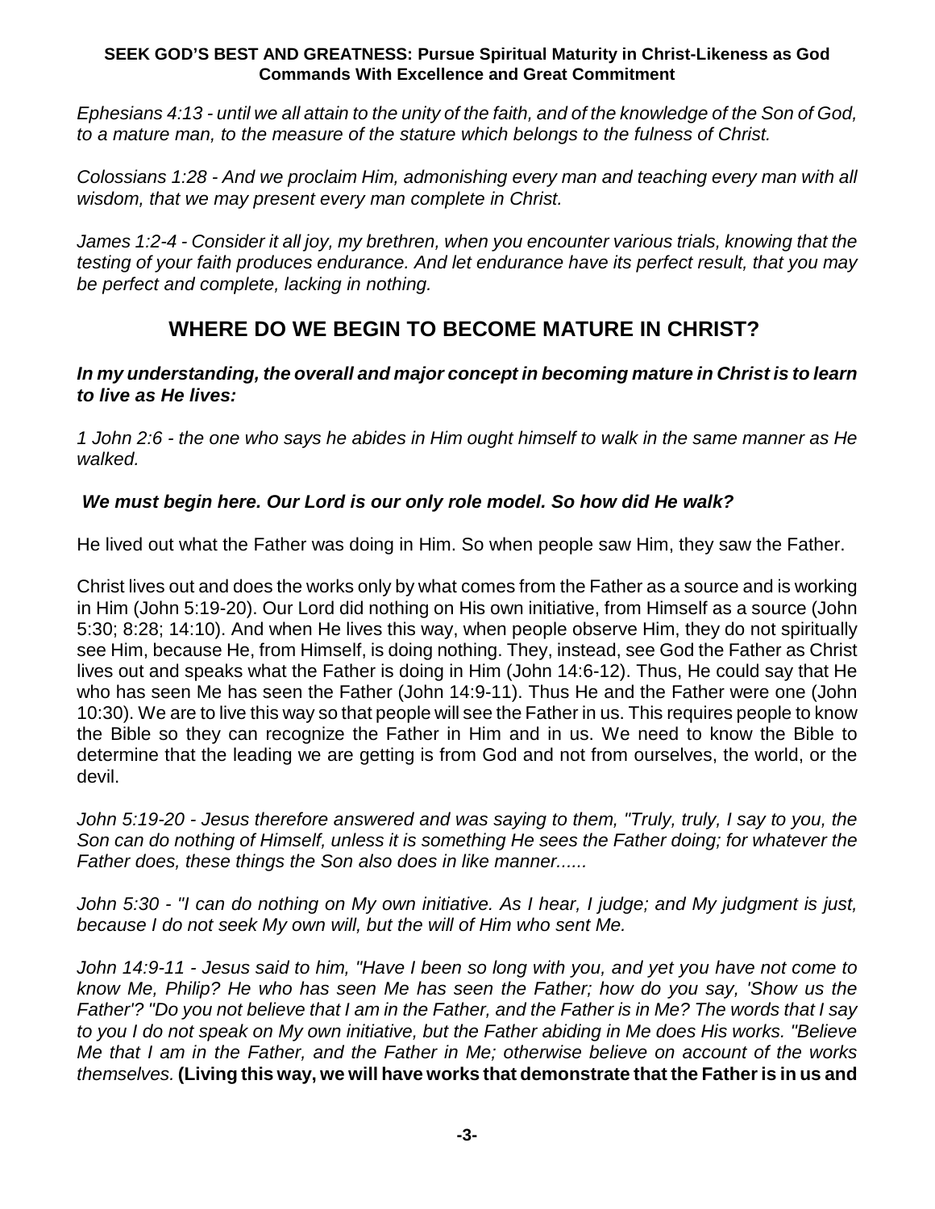*Ephesians 4:13 - until we all attain to the unity of the faith, and of the knowledge of the Son of God, to a mature man, to the measure of the stature which belongs to the fulness of Christ.*

*Colossians 1:28 - And we proclaim Him, admonishing every man and teaching every man with all wisdom, that we may present every man complete in Christ.*

*James 1:2-4 - Consider it all joy, my brethren, when you encounter various trials, knowing that the testing of your faith produces endurance. And let endurance have its perfect result, that you may be perfect and complete, lacking in nothing.*

## WHERE DO WE BEGIN TO BECOME MATURE IN CHRIST?

***In my understanding, the overall and major concept in becoming mature in Christ is to learn to live as He lives:***

*1 John 2:6 - the one who says he abides in Him ought himself to walk in the same manner as He walked.*

***We must begin here. Our Lord is our only role model. So how did He walk?***

He lived out what the Father was doing in Him. So when people saw Him, they saw the Father.

Christ lives out and does the works only by what comes from the Father as a source and is working in Him (John 5:19-20). Our Lord did nothing on His own initiative, from Himself as a source (John 5:30; 8:28; 14:10). And when He lives this way, when people observe Him, they do not spiritually see Him, because He, from Himself, is doing nothing. They, instead, see God the Father as Christ lives out and speaks what the Father is doing in Him (John 14:6-12). Thus, He could say that He who has seen Me has seen the Father (John 14:9-11). Thus He and the Father were one (John 10:30). We are to live this way so that people will see the Father in us. This requires people to know the Bible so they can recognize the Father in Him and in us. We need to know the Bible to determine that the leading we are getting is from God and not from ourselves, the world, or the devil.

*John 5:19-20 - Jesus therefore answered and was saying to them, "Truly, truly, I say to you, the Son can do nothing of Himself, unless it is something He sees the Father doing; for whatever the Father does, these things the Son also does in like manner......*

*John 5:30 - "I can do nothing on My own initiative. As I hear, I judge; and My judgment is just, because I do not seek My own will, but the will of Him who sent Me.*

*John 14:9-11 - Jesus said to him, "Have I been so long with you, and yet you have not come to know Me, Philip? He who has seen Me has seen the Father; how do you say, 'Show us the Father'? "Do you not believe that I am in the Father, and the Father is in Me? The words that I say to you I do not speak on My own initiative, but the Father abiding in Me does His works. "Believe Me that I am in the Father, and the Father in Me; otherwise believe on account of the works themselves.* **(Living this way, we will have works that demonstrate that the Father is in us and**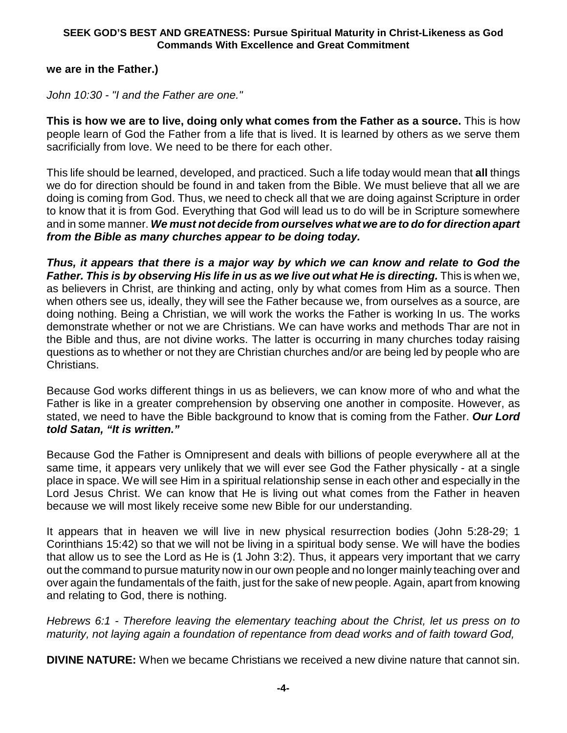**we are in the Father.)**

*John 10:30 - "I and the Father are one."*

**This is how we are to live, doing only what comes from the Father as a source.** This is how people learn of God the Father from a life that is lived. It is learned by others as we serve them sacrificially from love. We need to be there for each other.

This life should be learned, developed, and practiced. Such a life today would mean that **all** things we do for direction should be found in and taken from the Bible. We must believe that all we are doing is coming from God. Thus, we need to check all that we are doing against Scripture in order to know that it is from God. Everything that God will lead us to do will be in Scripture somewhere and in some manner. ***We must not decide from ourselves what we are to do for direction apart from the Bible as many churches appear to be doing today.***

***Thus, it appears that there is a major way by which we can know and relate to God the Father. This is by observing His life in us as we live out what He is directing.*** This is when we, as believers in Christ, are thinking and acting, only by what comes from Him as a source. Then when others see us, ideally, they will see the Father because we, from ourselves as a source, are doing nothing. Being a Christian, we will work the works the Father is working In us. The works demonstrate whether or not we are Christians. We can have works and methods Thar are not in the Bible and thus, are not divine works. The latter is occurring in many churches today raising questions as to whether or not they are Christian churches and/or are being led by people who are Christians.

Because God works different things in us as believers, we can know more of who and what the Father is like in a greater comprehension by observing one another in composite. However, as stated, we need to have the Bible background to know that is coming from the Father. ***Our Lord told Satan, "It is written."***

Because God the Father is Omnipresent and deals with billions of people everywhere all at the same time, it appears very unlikely that we will ever see God the Father physically - at a single place in space. We will see Him in a spiritual relationship sense in each other and especially in the Lord Jesus Christ. We can know that He is living out what comes from the Father in heaven because we will most likely receive some new Bible for our understanding.

It appears that in heaven we will live in new physical resurrection bodies (John 5:28-29; 1 Corinthians 15:42) so that we will not be living in a spiritual body sense. We will have the bodies that allow us to see the Lord as He is (1 John 3:2). Thus, it appears very important that we carry out the command to pursue maturity now in our own people and no longer mainly teaching over and over again the fundamentals of the faith, just for the sake of new people. Again, apart from knowing and relating to God, there is nothing.

*Hebrews 6:1 - Therefore leaving the elementary teaching about the Christ, let us press on to maturity, not laying again a foundation of repentance from dead works and of faith toward God,*

**DIVINE NATURE:** When we became Christians we received a new divine nature that cannot sin.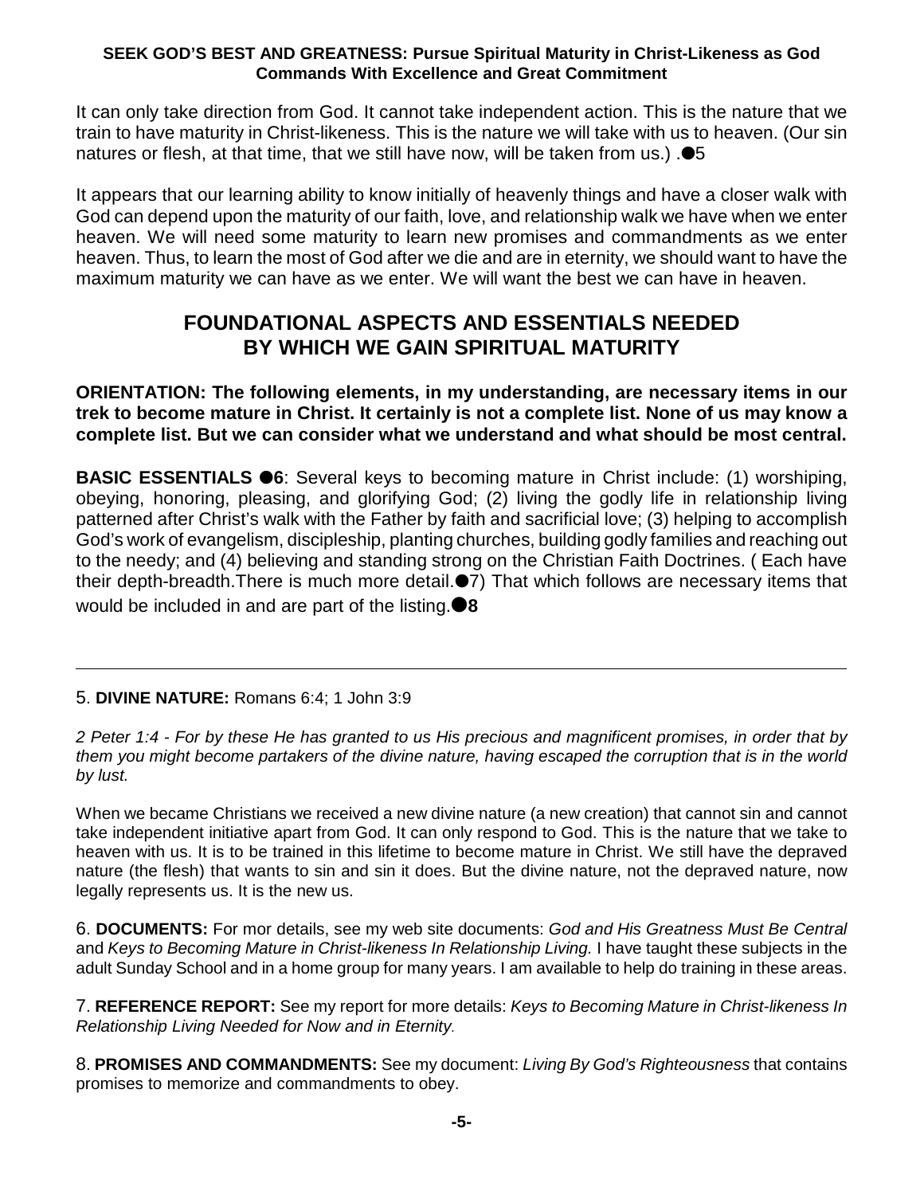It can only take direction from God. It cannot take independent action. This is the nature that we train to have maturity in Christ-likeness. This is the nature we will take with us to heaven. (Our sin natures or flesh, at that time, that we still have now, will be taken from us.) .●5

It appears that our learning ability to know initially of heavenly things and have a closer walk with God can depend upon the maturity of our faith, love, and relationship walk we have when we enter heaven. We will need some maturity to learn new promises and commandments as we enter heaven. Thus, to learn the most of God after we die and are in eternity, we should want to have the maximum maturity we can have as we enter. We will want the best we can have in heaven.

## FOUNDATIONAL ASPECTS AND ESSENTIALS NEEDED BY WHICH WE GAIN SPIRITUAL MATURITY

**ORIENTATION: The following elements, in my understanding, are necessary items in our trek to become mature in Christ. It certainly is not a complete list. None of us may know a complete list. But we can consider what we understand and what should be most central.**

**BASIC ESSENTIALS ●6**: Several keys to becoming mature in Christ include: (1) worshiping, obeying, honoring, pleasing, and glorifying God; (2) living the godly life in relationship living patterned after Christ's walk with the Father by faith and sacrificial love; (3) helping to accomplish God's work of evangelism, discipleship, planting churches, building godly families and reaching out to the needy; and (4) believing and standing strong on the Christian Faith Doctrines. ( Each have their depth-breadth.There is much more detail.●7) That which follows are necessary items that would be included in and are part of the listing.●**8**

---

5. **DIVINE NATURE:** Romans 6:4; 1 John 3:9

*2 Peter 1:4 - For by these He has granted to us His precious and magnificent promises, in order that by them you might become partakers of the divine nature, having escaped the corruption that is in the world by lust.*

When we became Christians we received a new divine nature (a new creation) that cannot sin and cannot take independent initiative apart from God. It can only respond to God. This is the nature that we take to heaven with us. It is to be trained in this lifetime to become mature in Christ. We still have the depraved nature (the flesh) that wants to sin and sin it does. But the divine nature, not the depraved nature, now legally represents us. It is the new us.

6. **DOCUMENTS:** For mor details, see my web site documents: *God and His Greatness Must Be Central* and *Keys to Becoming Mature in Christ-likeness In Relationship Living.* I have taught these subjects in the adult Sunday School and in a home group for many years. I am available to help do training in these areas.

7. **REFERENCE REPORT:** See my report for more details: *Keys to Becoming Mature in Christ-likeness In Relationship Living Needed for Now and in Eternity*.

8. **PROMISES AND COMMANDMENTS:** See my document: *Living By God's Righteousness* that contains promises to memorize and commandments to obey.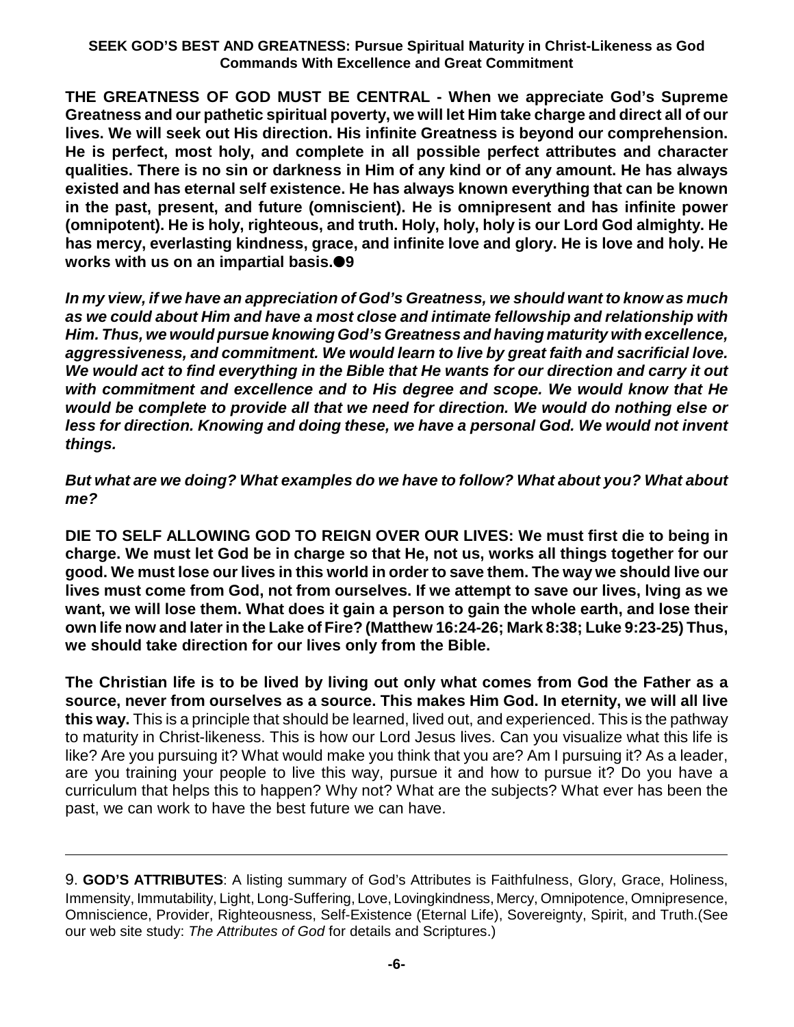**THE GREATNESS OF GOD MUST BE CENTRAL - When we appreciate God's Supreme Greatness and our pathetic spiritual poverty, we will let Him take charge and direct all of our lives. We will seek out His direction. His infinite Greatness is beyond our comprehension. He is perfect, most holy, and complete in all possible perfect attributes and character qualities. There is no sin or darkness in Him of any kind or of any amount. He has always existed and has eternal self existence. He has always known everything that can be known in the past, present, and future (omniscient). He is omnipresent and has infinite power (omnipotent). He is holy, righteous, and truth. Holy, holy, holy is our Lord God almighty. He has mercy, everlasting kindness, grace, and infinite love and glory. He is love and holy. He works with us on an impartial basis.●9**

***In my view, if we have an appreciation of God's Greatness, we should want to know as much as we could about Him and have a most close and intimate fellowship and relationship with Him. Thus, we would pursue knowing God's Greatness and having maturity with excellence, aggressiveness, and commitment. We would learn to live by great faith and sacrificial love. We would act to find everything in the Bible that He wants for our direction and carry it out with commitment and excellence and to His degree and scope. We would know that He would be complete to provide all that we need for direction. We would do nothing else or less for direction. Knowing and doing these, we have a personal God. We would not invent things.***

***But what are we doing? What examples do we have to follow? What about you? What about me?***

**DIE TO SELF ALLOWING GOD TO REIGN OVER OUR LIVES: We must first die to being in charge. We must let God be in charge so that He, not us, works all things together for our good. We must lose our lives in this world in order to save them. The way we should live our lives must come from God, not from ourselves. If we attempt to save our lives, lving as we want, we will lose them. What does it gain a person to gain the whole earth, and lose their own life now and later in the Lake of Fire? (Matthew 16:24-26; Mark 8:38; Luke 9:23-25) Thus, we should take direction for our lives only from the Bible.**

**The Christian life is to be lived by living out only what comes from God the Father as a source, never from ourselves as a source. This makes Him God. In eternity, we will all live this way.** This is a principle that should be learned, lived out, and experienced. This is the pathway to maturity in Christ-likeness. This is how our Lord Jesus lives. Can you visualize what this life is like? Are you pursuing it? What would make you think that you are? Am I pursuing it? As a leader, are you training your people to live this way, pursue it and how to pursue it? Do you have a curriculum that helps this to happen? Why not? What are the subjects? What ever has been the past, we can work to have the best future we can have.

---

9. **GOD'S ATTRIBUTES**: A listing summary of God's Attributes is Faithfulness, Glory, Grace, Holiness, Immensity, Immutability, Light, Long-Suffering, Love, Lovingkindness, Mercy, Omnipotence, Omnipresence, Omniscience, Provider, Righteousness, Self-Existence (Eternal Life), Sovereignty, Spirit, and Truth.(See our web site study: *The Attributes of God* for details and Scriptures.)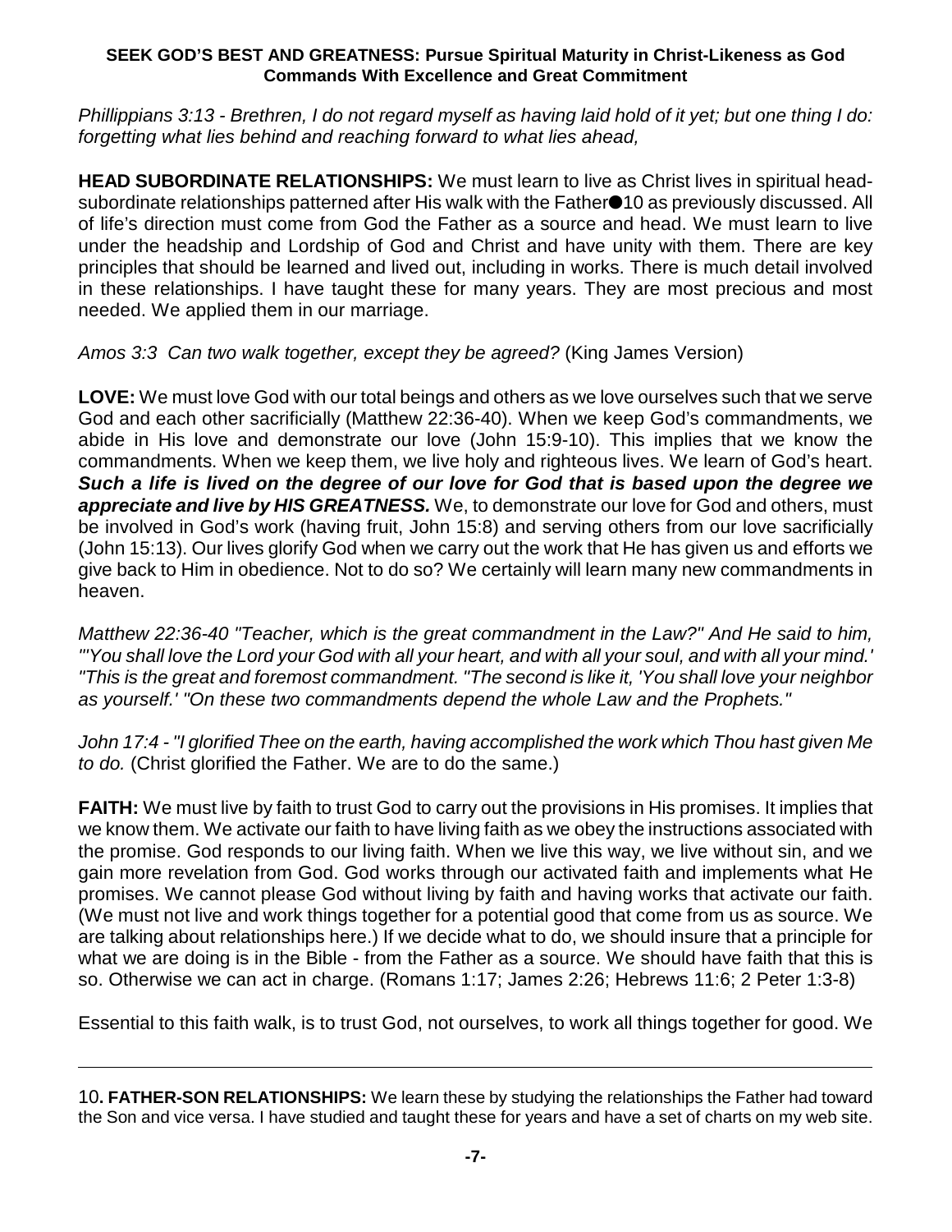*Phillippians 3:13 - Brethren, I do not regard myself as having laid hold of it yet; but one thing I do: forgetting what lies behind and reaching forward to what lies ahead,*

**HEAD SUBORDINATE RELATIONSHIPS:** We must learn to live as Christ lives in spiritual head-subordinate relationships patterned after His walk with the Father●10 as previously discussed. All of life's direction must come from God the Father as a source and head. We must learn to live under the headship and Lordship of God and Christ and have unity with them. There are key principles that should be learned and lived out, including in works. There is much detail involved in these relationships. I have taught these for many years. They are most precious and most needed. We applied them in our marriage.

*Amos 3:3 Can two walk together, except they be agreed?* (King James Version)

**LOVE:** We must love God with our total beings and others as we love ourselves such that we serve God and each other sacrificially (Matthew 22:36-40). When we keep God's commandments, we abide in His love and demonstrate our love (John 15:9-10). This implies that we know the commandments. When we keep them, we live holy and righteous lives. We learn of God's heart. ***Such a life is lived on the degree of our love for God that is based upon the degree we appreciate and live by HIS GREATNESS.*** We, to demonstrate our love for God and others, must be involved in God's work (having fruit, John 15:8) and serving others from our love sacrificially (John 15:13). Our lives glorify God when we carry out the work that He has given us and efforts we give back to Him in obedience. Not to do so? We certainly will learn many new commandments in heaven.

*Matthew 22:36-40 "Teacher, which is the great commandment in the Law?" And He said to him, "'You shall love the Lord your God with all your heart, and with all your soul, and with all your mind.' "This is the great and foremost commandment. "The second is like it, 'You shall love your neighbor as yourself.' "On these two commandments depend the whole Law and the Prophets."*

*John 17:4 - "I glorified Thee on the earth, having accomplished the work which Thou hast given Me to do.* (Christ glorified the Father. We are to do the same.)

**FAITH:** We must live by faith to trust God to carry out the provisions in His promises. It implies that we know them. We activate our faith to have living faith as we obey the instructions associated with the promise. God responds to our living faith. When we live this way, we live without sin, and we gain more revelation from God. God works through our activated faith and implements what He promises. We cannot please God without living by faith and having works that activate our faith. (We must not live and work things together for a potential good that come from us as source. We are talking about relationships here.) If we decide what to do, we should insure that a principle for what we are doing is in the Bible - from the Father as a source. We should have faith that this is so. Otherwise we can act in charge. (Romans 1:17; James 2:26; Hebrews 11:6; 2 Peter 1:3-8)

Essential to this faith walk, is to trust God, not ourselves, to work all things together for good. We

---

10**. FATHER-SON RELATIONSHIPS:** We learn these by studying the relationships the Father had toward the Son and vice versa. I have studied and taught these for years and have a set of charts on my web site.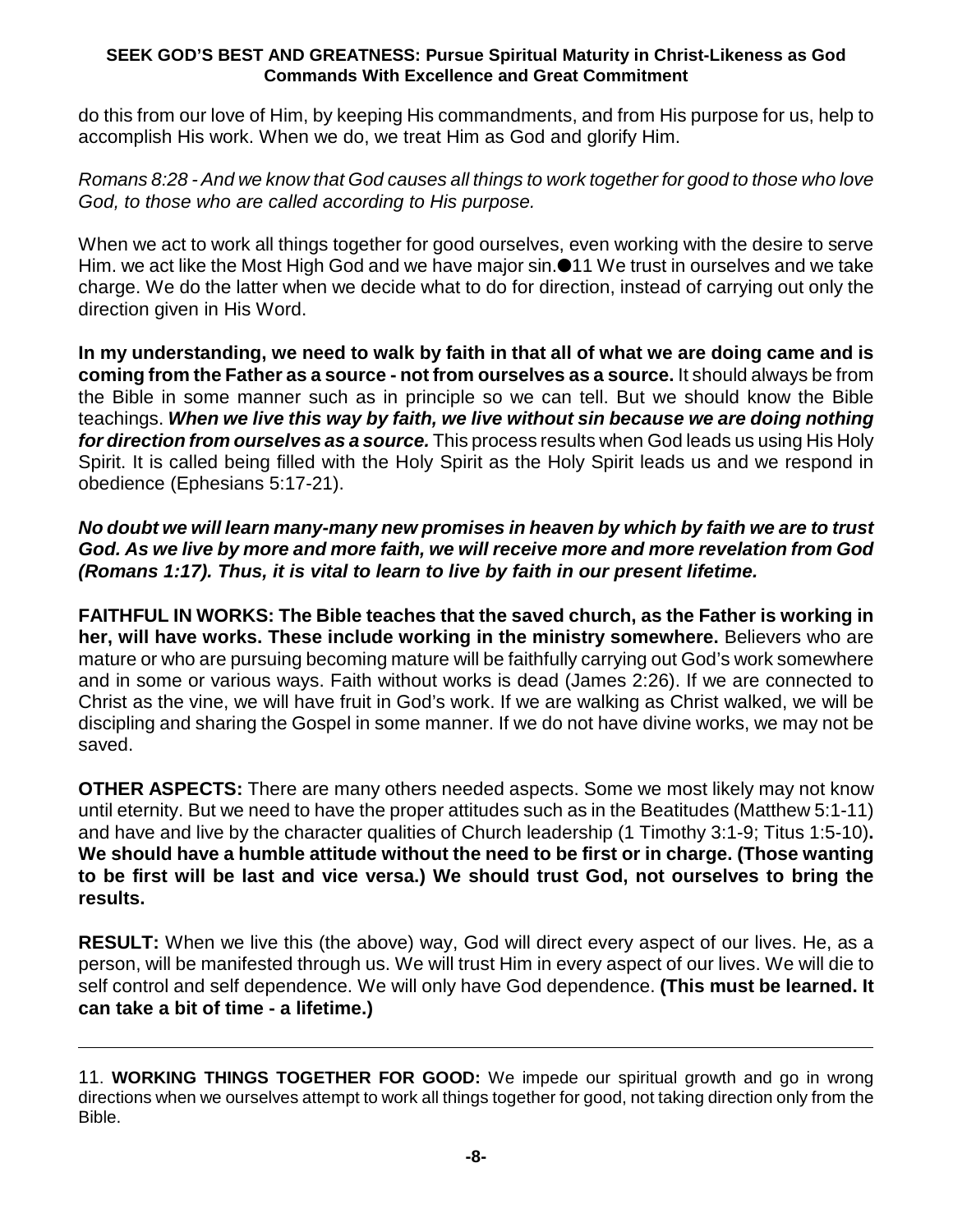do this from our love of Him, by keeping His commandments, and from His purpose for us, help to accomplish His work. When we do, we treat Him as God and glorify Him.

*Romans 8:28 - And we know that God causes all things to work together for good to those who love God, to those who are called according to His purpose.*

When we act to work all things together for good ourselves, even working with the desire to serve Him. we act like the Most High God and we have major sin.●11 We trust in ourselves and we take charge. We do the latter when we decide what to do for direction, instead of carrying out only the direction given in His Word.

**In my understanding, we need to walk by faith in that all of what we are doing came and is coming from the Father as a source - not from ourselves as a source.** It should always be from the Bible in some manner such as in principle so we can tell. But we should know the Bible teachings. ***When we live this way by faith, we live without sin because we are doing nothing for direction from ourselves as a source.*** This process results when God leads us using His Holy Spirit. It is called being filled with the Holy Spirit as the Holy Spirit leads us and we respond in obedience (Ephesians 5:17-21).

***No doubt we will learn many-many new promises in heaven by which by faith we are to trust God. As we live by more and more faith, we will receive more and more revelation from God (Romans 1:17). Thus, it is vital to learn to live by faith in our present lifetime.***

**FAITHFUL IN WORKS: The Bible teaches that the saved church, as the Father is working in her, will have works. These include working in the ministry somewhere.** Believers who are mature or who are pursuing becoming mature will be faithfully carrying out God's work somewhere and in some or various ways. Faith without works is dead (James 2:26). If we are connected to Christ as the vine, we will have fruit in God's work. If we are walking as Christ walked, we will be discipling and sharing the Gospel in some manner. If we do not have divine works, we may not be saved.

**OTHER ASPECTS:** There are many others needed aspects. Some we most likely may not know until eternity. But we need to have the proper attitudes such as in the Beatitudes (Matthew 5:1-11) and have and live by the character qualities of Church leadership (1 Timothy 3:1-9; Titus 1:5-10)**. We should have a humble attitude without the need to be first or in charge. (Those wanting to be first will be last and vice versa.) We should trust God, not ourselves to bring the results.**

**RESULT:** When we live this (the above) way, God will direct every aspect of our lives. He, as a person, will be manifested through us. We will trust Him in every aspect of our lives. We will die to self control and self dependence. We will only have God dependence. **(This must be learned. It can take a bit of time - a lifetime.)**

---

11. **WORKING THINGS TOGETHER FOR GOOD:** We impede our spiritual growth and go in wrong directions when we ourselves attempt to work all things together for good, not taking direction only from the Bible.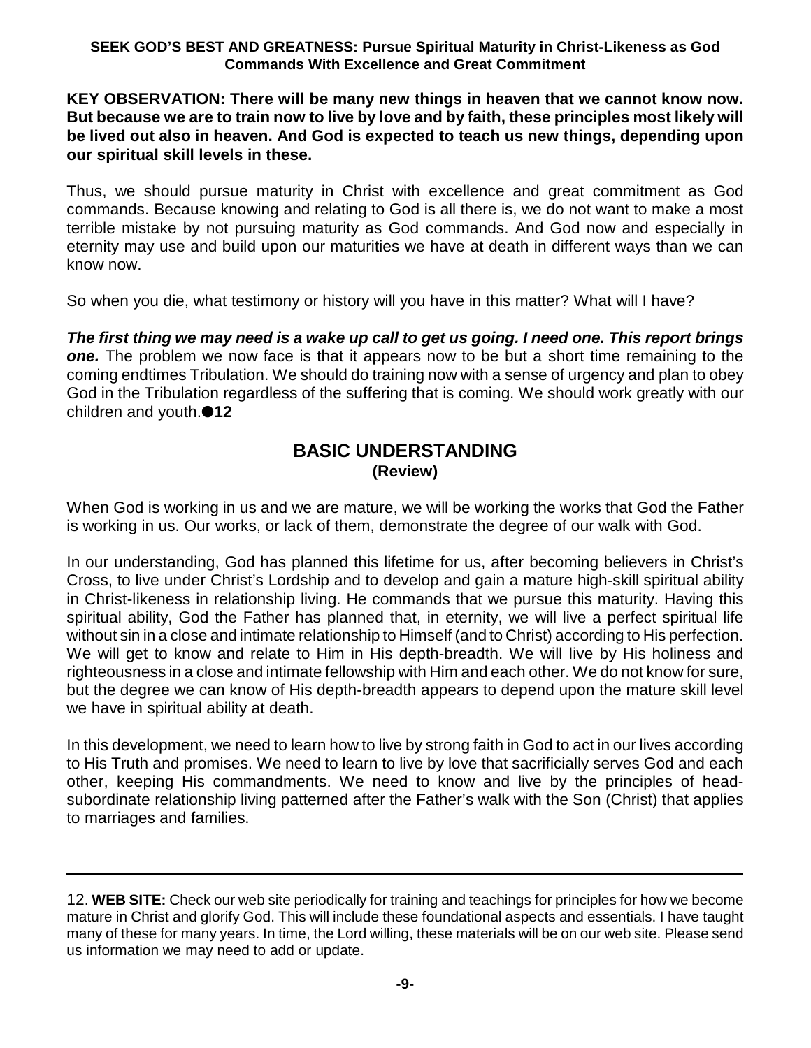**KEY OBSERVATION: There will be many new things in heaven that we cannot know now. But because we are to train now to live by love and by faith, these principles most likely will be lived out also in heaven. And God is expected to teach us new things, depending upon our spiritual skill levels in these.**

Thus, we should pursue maturity in Christ with excellence and great commitment as God commands. Because knowing and relating to God is all there is, we do not want to make a most terrible mistake by not pursuing maturity as God commands. And God now and especially in eternity may use and build upon our maturities we have at death in different ways than we can know now.

So when you die, what testimony or history will you have in this matter? What will I have?

***The first thing we may need is a wake up call to get us going. I need one. This report brings one.*** The problem we now face is that it appears now to be but a short time remaining to the coming endtimes Tribulation. We should do training now with a sense of urgency and plan to obey God in the Tribulation regardless of the suffering that is coming. We should work greatly with our children and youth.●**12**

## BASIC UNDERSTANDING
**(Review)**

When God is working in us and we are mature, we will be working the works that God the Father is working in us. Our works, or lack of them, demonstrate the degree of our walk with God.

In our understanding, God has planned this lifetime for us, after becoming believers in Christ's Cross, to live under Christ's Lordship and to develop and gain a mature high-skill spiritual ability in Christ-likeness in relationship living. He commands that we pursue this maturity. Having this spiritual ability, God the Father has planned that, in eternity, we will live a perfect spiritual life without sin in a close and intimate relationship to Himself (and to Christ) according to His perfection. We will get to know and relate to Him in His depth-breadth. We will live by His holiness and righteousness in a close and intimate fellowship with Him and each other. We do not know for sure, but the degree we can know of His depth-breadth appears to depend upon the mature skill level we have in spiritual ability at death.

In this development, we need to learn how to live by strong faith in God to act in our lives according to His Truth and promises. We need to learn to live by love that sacrificially serves God and each other, keeping His commandments. We need to know and live by the principles of head-subordinate relationship living patterned after the Father's walk with the Son (Christ) that applies to marriages and families.

---

12. **WEB SITE:** Check our web site periodically for training and teachings for principles for how we become mature in Christ and glorify God. This will include these foundational aspects and essentials. I have taught many of these for many years. In time, the Lord willing, these materials will be on our web site. Please send us information we may need to add or update.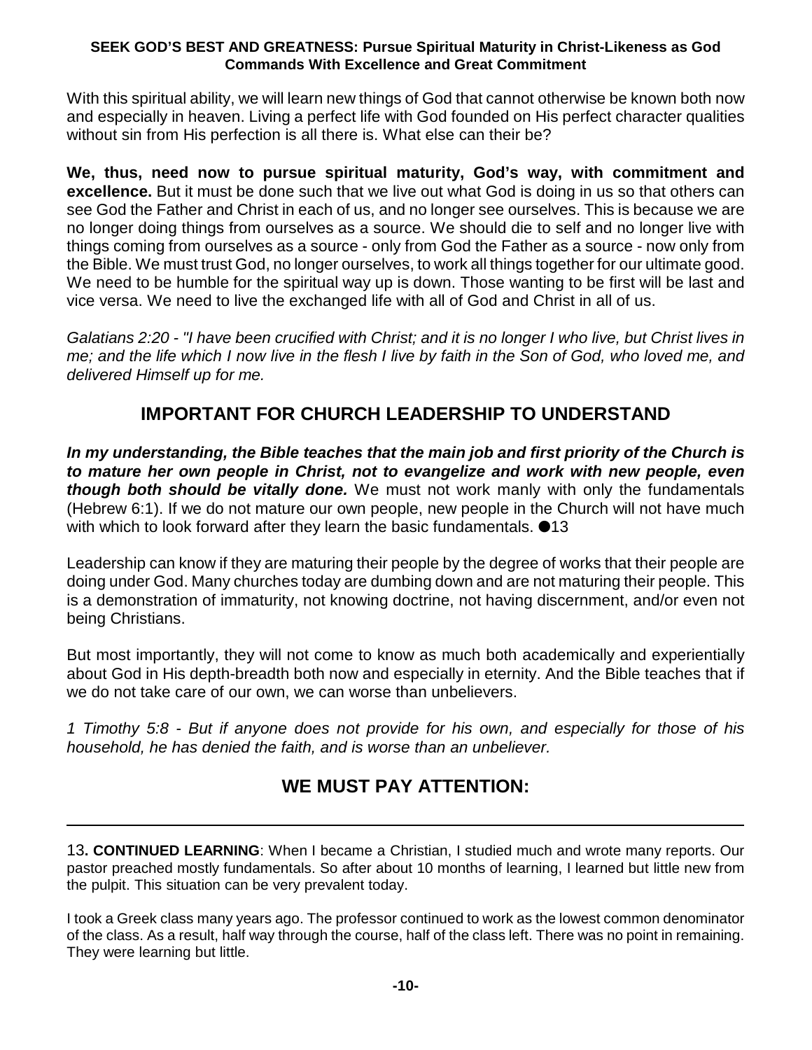With this spiritual ability, we will learn new things of God that cannot otherwise be known both now and especially in heaven. Living a perfect life with God founded on His perfect character qualities without sin from His perfection is all there is. What else can their be?

**We, thus, need now to pursue spiritual maturity, God's way, with commitment and excellence.** But it must be done such that we live out what God is doing in us so that others can see God the Father and Christ in each of us, and no longer see ourselves. This is because we are no longer doing things from ourselves as a source. We should die to self and no longer live with things coming from ourselves as a source - only from God the Father as a source - now only from the Bible. We must trust God, no longer ourselves, to work all things together for our ultimate good. We need to be humble for the spiritual way up is down. Those wanting to be first will be last and vice versa. We need to live the exchanged life with all of God and Christ in all of us.

*Galatians 2:20 - "I have been crucified with Christ; and it is no longer I who live, but Christ lives in me; and the life which I now live in the flesh I live by faith in the Son of God, who loved me, and delivered Himself up for me.*

## IMPORTANT FOR CHURCH LEADERSHIP TO UNDERSTAND

***In my understanding, the Bible teaches that the main job and first priority of the Church is to mature her own people in Christ, not to evangelize and work with new people, even though both should be vitally done.*** We must not work manly with only the fundamentals (Hebrew 6:1). If we do not mature our own people, new people in the Church will not have much with which to look forward after they learn the basic fundamentals. ●13

Leadership can know if they are maturing their people by the degree of works that their people are doing under God. Many churches today are dumbing down and are not maturing their people. This is a demonstration of immaturity, not knowing doctrine, not having discernment, and/or even not being Christians.

But most importantly, they will not come to know as much both academically and experientially about God in His depth-breadth both now and especially in eternity. And the Bible teaches that if we do not take care of our own, we can worse than unbelievers.

*1 Timothy 5:8 - But if anyone does not provide for his own, and especially for those of his household, he has denied the faith, and is worse than an unbeliever.*

## WE MUST PAY ATTENTION:

---

13**. CONTINUED LEARNING**: When I became a Christian, I studied much and wrote many reports. Our pastor preached mostly fundamentals. So after about 10 months of learning, I learned but little new from the pulpit. This situation can be very prevalent today.

I took a Greek class many years ago. The professor continued to work as the lowest common denominator of the class. As a result, half way through the course, half of the class left. There was no point in remaining. They were learning but little.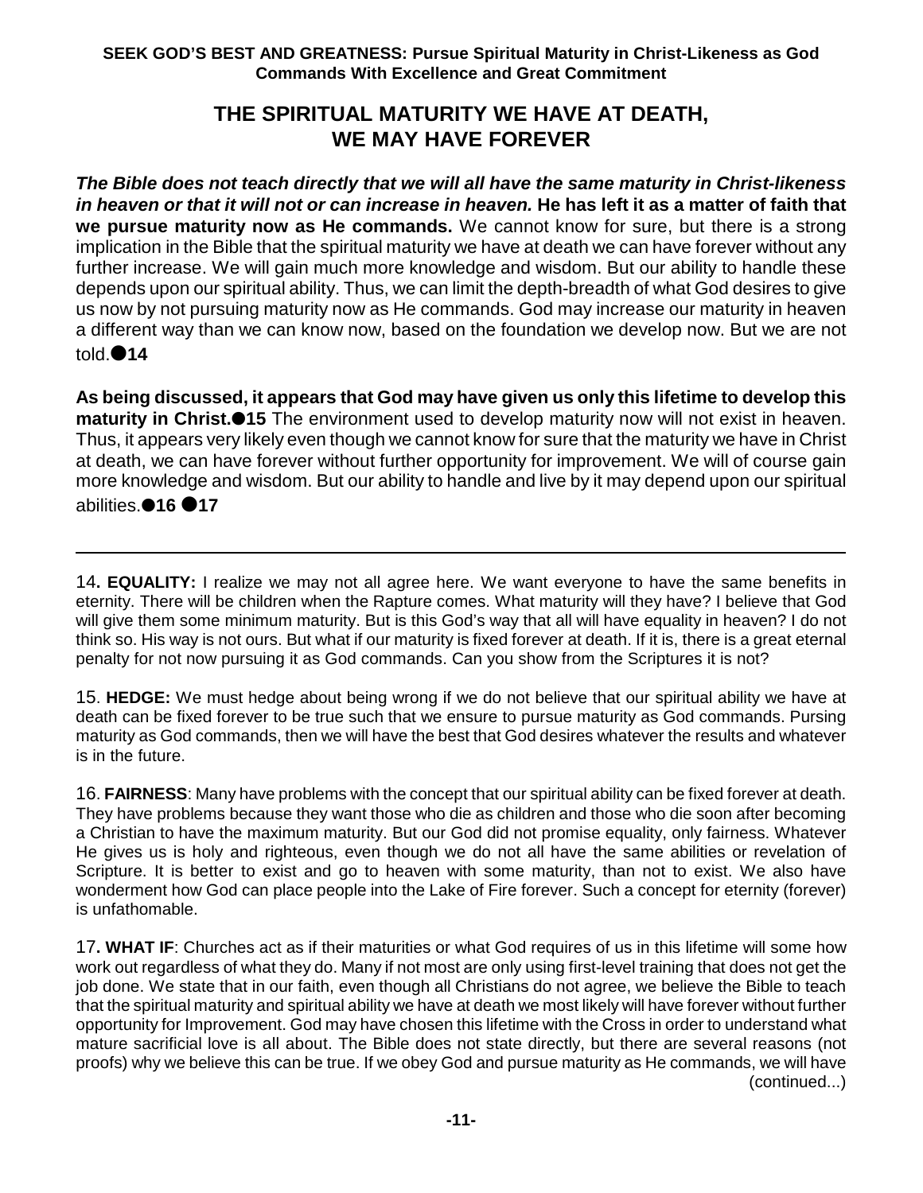## THE SPIRITUAL MATURITY WE HAVE AT DEATH, WE MAY HAVE FOREVER

***The Bible does not teach directly that we will all have the same maturity in Christ-likeness in heaven or that it will not or can increase in heaven.*** **He has left it as a matter of faith that we pursue maturity now as He commands.** We cannot know for sure, but there is a strong implication in the Bible that the spiritual maturity we have at death we can have forever without any further increase. We will gain much more knowledge and wisdom. But our ability to handle these depends upon our spiritual ability. Thus, we can limit the depth-breadth of what God desires to give us now by not pursuing maturity now as He commands. God may increase our maturity in heaven a different way than we can know now, based on the foundation we develop now. But we are not told.●**14**

**As being discussed, it appears that God may have given us only this lifetime to develop this maturity in Christ.●15** The environment used to develop maturity now will not exist in heaven. Thus, it appears very likely even though we cannot know for sure that the maturity we have in Christ at death, we can have forever without further opportunity for improvement. We will of course gain more knowledge and wisdom. But our ability to handle and live by it may depend upon our spiritual abilities.●**16** ●**17**

---

14**. EQUALITY:** I realize we may not all agree here. We want everyone to have the same benefits in eternity. There will be children when the Rapture comes. What maturity will they have? I believe that God will give them some minimum maturity. But is this God's way that all will have equality in heaven? I do not think so. His way is not ours. But what if our maturity is fixed forever at death. If it is, there is a great eternal penalty for not now pursuing it as God commands. Can you show from the Scriptures it is not?

15. **HEDGE:** We must hedge about being wrong if we do not believe that our spiritual ability we have at death can be fixed forever to be true such that we ensure to pursue maturity as God commands. Pursing maturity as God commands, then we will have the best that God desires whatever the results and whatever is in the future.

16. **FAIRNESS**: Many have problems with the concept that our spiritual ability can be fixed forever at death. They have problems because they want those who die as children and those who die soon after becoming a Christian to have the maximum maturity. But our God did not promise equality, only fairness. Whatever He gives us is holy and righteous, even though we do not all have the same abilities or revelation of Scripture. It is better to exist and go to heaven with some maturity, than not to exist. We also have wonderment how God can place people into the Lake of Fire forever. Such a concept for eternity (forever) is unfathomable.

17**. WHAT IF**: Churches act as if their maturities or what God requires of us in this lifetime will some how work out regardless of what they do. Many if not most are only using first-level training that does not get the job done. We state that in our faith, even though all Christians do not agree, we believe the Bible to teach that the spiritual maturity and spiritual ability we have at death we most likely will have forever without further opportunity for Improvement. God may have chosen this lifetime with the Cross in order to understand what mature sacrificial love is all about. The Bible does not state directly, but there are several reasons (not proofs) why we believe this can be true. If we obey God and pursue maturity as He commands, we will have (continued...)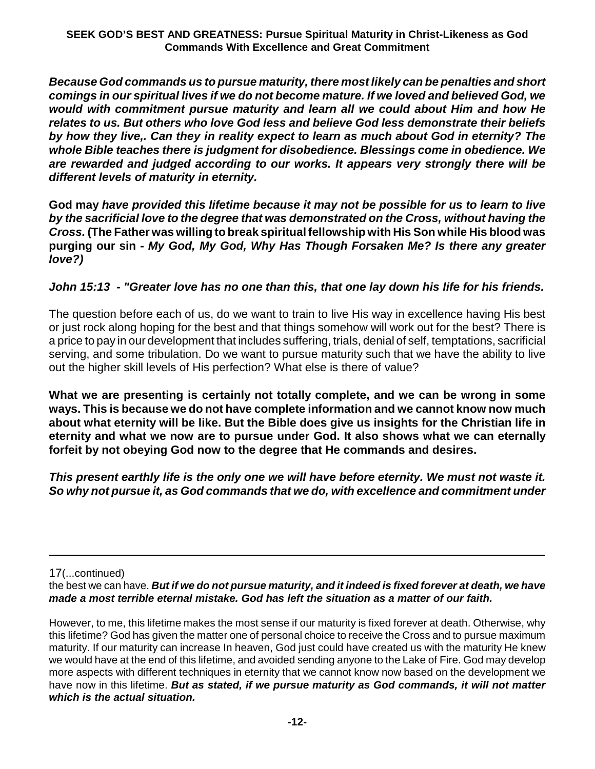***Because God commands us to pursue maturity, there most likely can be penalties and short comings in our spiritual lives if we do not become mature. If we loved and believed God, we would with commitment pursue maturity and learn all we could about Him and how He relates to us. But others who love God less and believe God less demonstrate their beliefs by how they live,. Can they in reality expect to learn as much about God in eternity? The whole Bible teaches there is judgment for disobedience. Blessings come in obedience. We are rewarded and judged according to our works. It appears very strongly there will be different levels of maturity in eternity.***

**God may *have provided this lifetime because it may not be possible for us to learn to live by the sacrificial love to the degree that was demonstrated on the Cross, without having the Cross.* (The Father was willing to break spiritual fellowship with His Son while His blood was purging our sin - *My God, My God, Why Has Though Forsaken Me? Is there any greater love?*)**

***John 15:13 - "Greater love has no one than this, that one lay down his life for his friends.***

The question before each of us, do we want to train to live His way in excellence having His best or just rock along hoping for the best and that things somehow will work out for the best? There is a price to pay in our development that includes suffering, trials, denial of self, temptations, sacrificial serving, and some tribulation. Do we want to pursue maturity such that we have the ability to live out the higher skill levels of His perfection? What else is there of value?

**What we are presenting is certainly not totally complete, and we can be wrong in some ways. This is because we do not have complete information and we cannot know now much about what eternity will be like. But the Bible does give us insights for the Christian life in eternity and what we now are to pursue under God. It also shows what we can eternally forfeit by not obeying God now to the degree that He commands and desires.**

***This present earthly life is the only one we will have before eternity. We must not waste it. So why not pursue it, as God commands that we do, with excellence and commitment under***

---

17(...continued)

the best we can have. ***But if we do not pursue maturity, and it indeed is fixed forever at death, we have made a most terrible eternal mistake. God has left the situation as a matter of our faith.***

However, to me, this lifetime makes the most sense if our maturity is fixed forever at death. Otherwise, why this lifetime? God has given the matter one of personal choice to receive the Cross and to pursue maximum maturity. If our maturity can increase In heaven, God just could have created us with the maturity He knew we would have at the end of this lifetime, and avoided sending anyone to the Lake of Fire. God may develop more aspects with different techniques in eternity that we cannot know now based on the development we have now in this lifetime. ***But as stated, if we pursue maturity as God commands, it will not matter which is the actual situation.***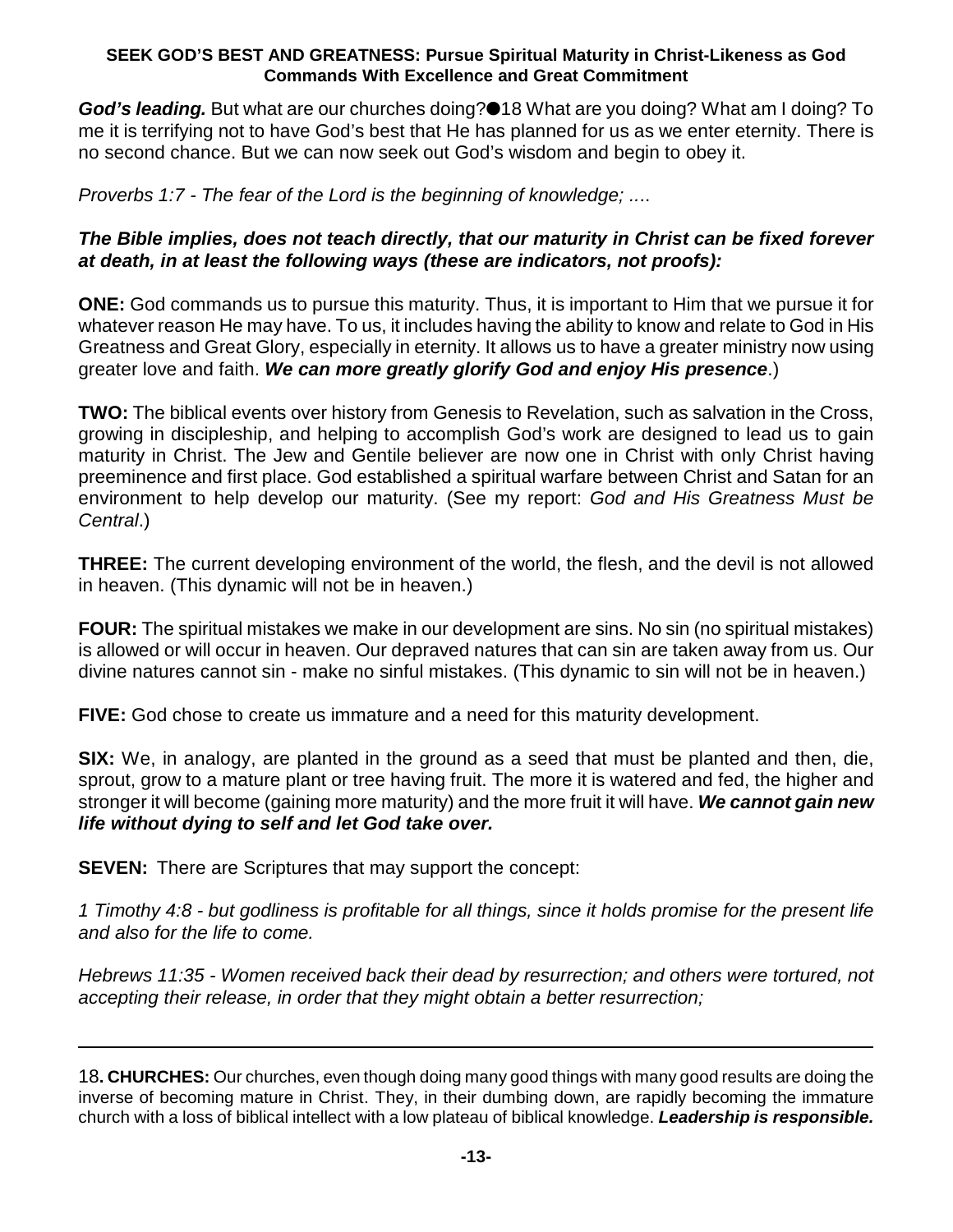***God's leading.*** But what are our churches doing?●18 What are you doing? What am I doing? To me it is terrifying not to have God's best that He has planned for us as we enter eternity. There is no second chance. But we can now seek out God's wisdom and begin to obey it.

*Proverbs 1:7 - The fear of the Lord is the beginning of knowledge; ....*

***The Bible implies, does not teach directly, that our maturity in Christ can be fixed forever at death, in at least the following ways (these are indicators, not proofs):***

**ONE:** God commands us to pursue this maturity. Thus, it is important to Him that we pursue it for whatever reason He may have. To us, it includes having the ability to know and relate to God in His Greatness and Great Glory, especially in eternity. It allows us to have a greater ministry now using greater love and faith. ***We can more greatly glorify God and enjoy His presence***.)

**TWO:** The biblical events over history from Genesis to Revelation, such as salvation in the Cross, growing in discipleship, and helping to accomplish God's work are designed to lead us to gain maturity in Christ. The Jew and Gentile believer are now one in Christ with only Christ having preeminence and first place. God established a spiritual warfare between Christ and Satan for an environment to help develop our maturity. (See my report: *God and His Greatness Must be Central*.)

**THREE:** The current developing environment of the world, the flesh, and the devil is not allowed in heaven. (This dynamic will not be in heaven.)

**FOUR:** The spiritual mistakes we make in our development are sins. No sin (no spiritual mistakes) is allowed or will occur in heaven. Our depraved natures that can sin are taken away from us. Our divine natures cannot sin - make no sinful mistakes. (This dynamic to sin will not be in heaven.)

**FIVE:** God chose to create us immature and a need for this maturity development.

**SIX:** We, in analogy, are planted in the ground as a seed that must be planted and then, die, sprout, grow to a mature plant or tree having fruit. The more it is watered and fed, the higher and stronger it will become (gaining more maturity) and the more fruit it will have. ***We cannot gain new life without dying to self and let God take over.***

**SEVEN:** There are Scriptures that may support the concept:

*1 Timothy 4:8 - but godliness is profitable for all things, since it holds promise for the present life and also for the life to come.*

*Hebrews 11:35 - Women received back their dead by resurrection; and others were tortured, not accepting their release, in order that they might obtain a better resurrection;*

---

18**. CHURCHES:** Our churches, even though doing many good things with many good results are doing the inverse of becoming mature in Christ. They, in their dumbing down, are rapidly becoming the immature church with a loss of biblical intellect with a low plateau of biblical knowledge. ***Leadership is responsible.***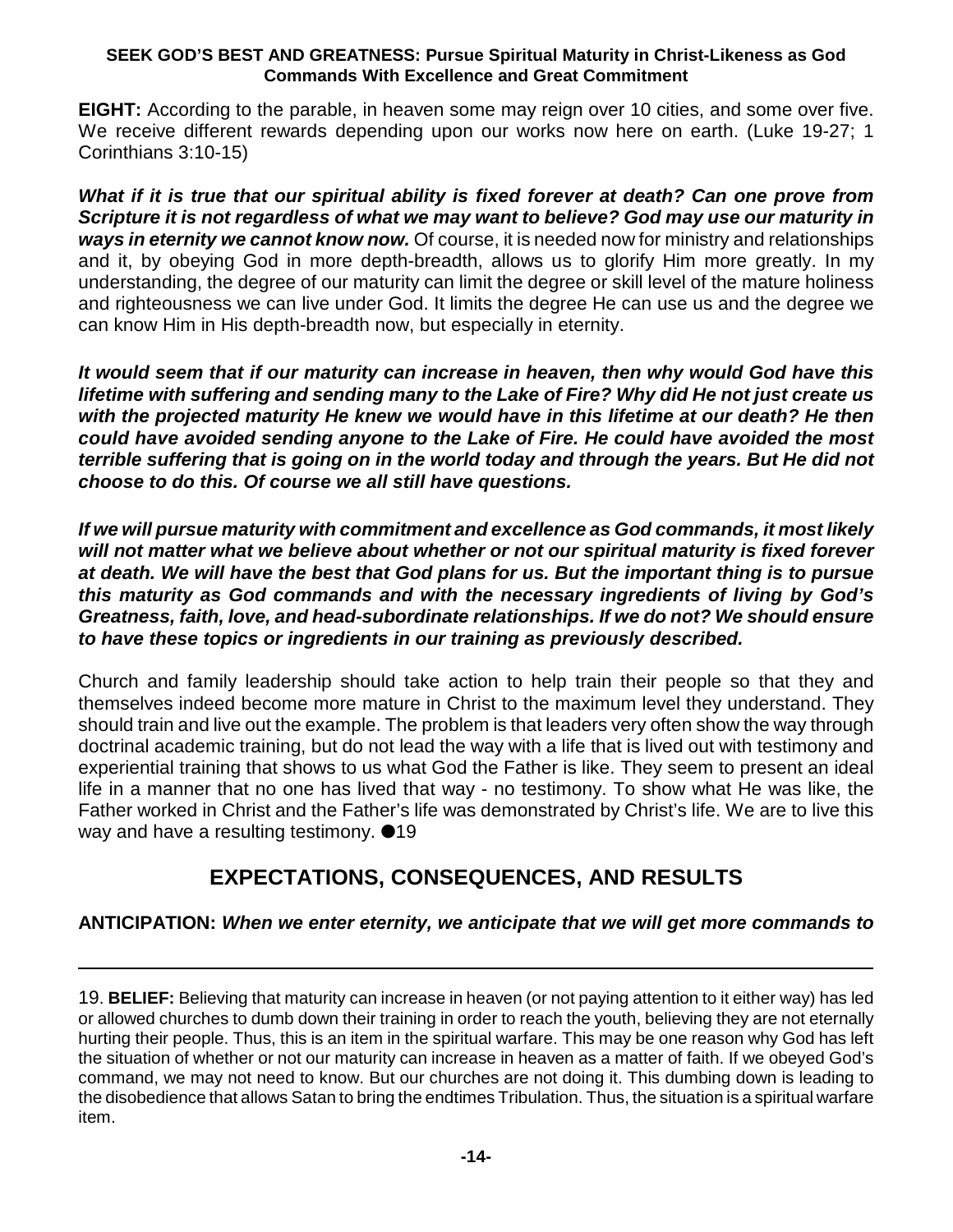**EIGHT:** According to the parable, in heaven some may reign over 10 cities, and some over five. We receive different rewards depending upon our works now here on earth. (Luke 19-27; 1 Corinthians 3:10-15)

***What if it is true that our spiritual ability is fixed forever at death? Can one prove from Scripture it is not regardless of what we may want to believe? God may use our maturity in ways in eternity we cannot know now.*** Of course, it is needed now for ministry and relationships and it, by obeying God in more depth-breadth, allows us to glorify Him more greatly. In my understanding, the degree of our maturity can limit the degree or skill level of the mature holiness and righteousness we can live under God. It limits the degree He can use us and the degree we can know Him in His depth-breadth now, but especially in eternity.

***It would seem that if our maturity can increase in heaven, then why would God have this lifetime with suffering and sending many to the Lake of Fire? Why did He not just create us with the projected maturity He knew we would have in this lifetime at our death? He then could have avoided sending anyone to the Lake of Fire. He could have avoided the most terrible suffering that is going on in the world today and through the years. But He did not choose to do this. Of course we all still have questions.***

***If we will pursue maturity with commitment and excellence as God commands, it most likely will not matter what we believe about whether or not our spiritual maturity is fixed forever at death. We will have the best that God plans for us. But the important thing is to pursue this maturity as God commands and with the necessary ingredients of living by God's Greatness, faith, love, and head-subordinate relationships. If we do not? We should ensure to have these topics or ingredients in our training as previously described.***

Church and family leadership should take action to help train their people so that they and themselves indeed become more mature in Christ to the maximum level they understand. They should train and live out the example. The problem is that leaders very often show the way through doctrinal academic training, but do not lead the way with a life that is lived out with testimony and experiential training that shows to us what God the Father is like. They seem to present an ideal life in a manner that no one has lived that way - no testimony. To show what He was like, the Father worked in Christ and the Father's life was demonstrated by Christ's life. We are to live this way and have a resulting testimony. ●19

## EXPECTATIONS, CONSEQUENCES, AND RESULTS

**ANTICIPATION:** ***When we enter eternity, we anticipate that we will get more commands to***

---

19. **BELIEF:** Believing that maturity can increase in heaven (or not paying attention to it either way) has led or allowed churches to dumb down their training in order to reach the youth, believing they are not eternally hurting their people. Thus, this is an item in the spiritual warfare. This may be one reason why God has left the situation of whether or not our maturity can increase in heaven as a matter of faith. If we obeyed God's command, we may not need to know. But our churches are not doing it. This dumbing down is leading to the disobedience that allows Satan to bring the endtimes Tribulation. Thus, the situation is a spiritual warfare item.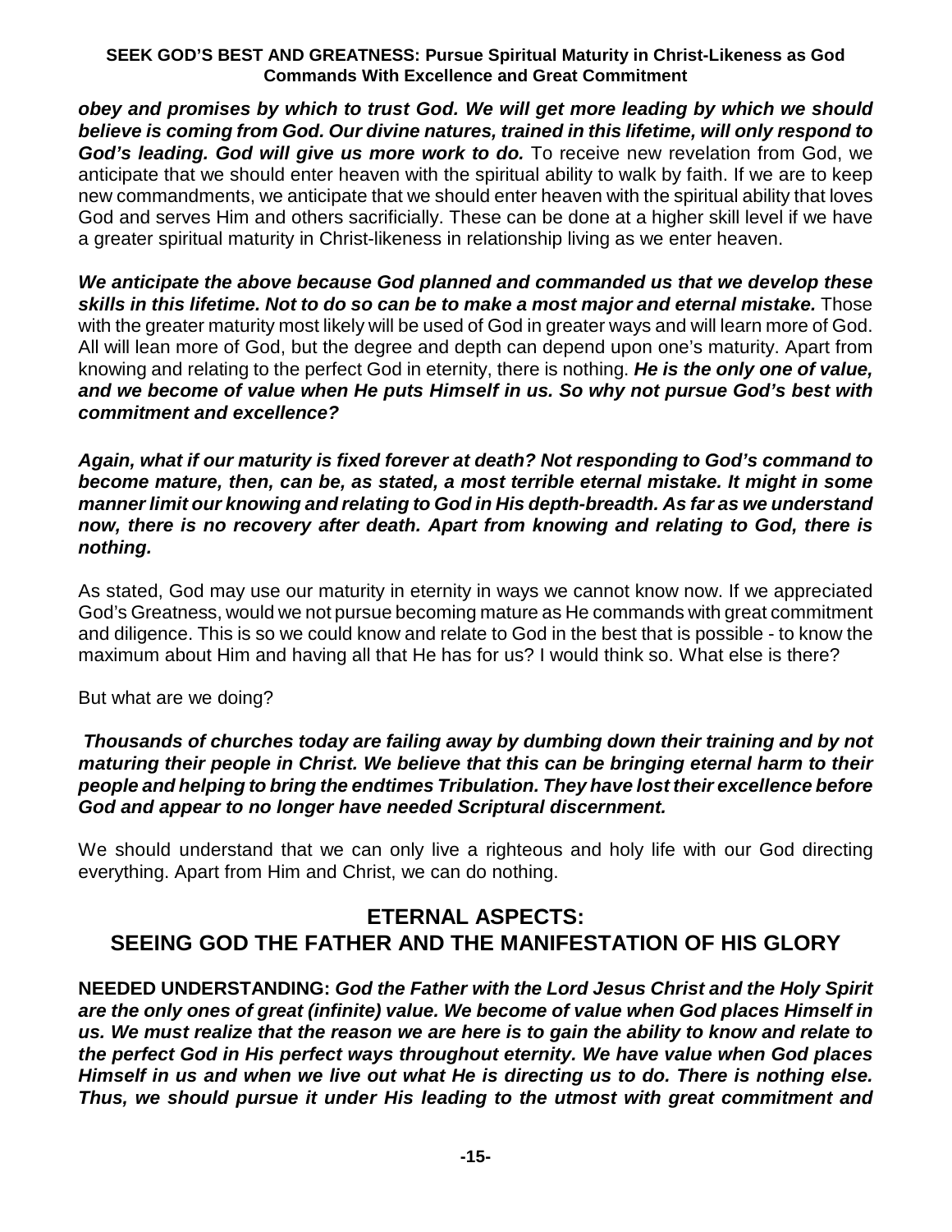***obey and promises by which to trust God. We will get more leading by which we should believe is coming from God. Our divine natures, trained in this lifetime, will only respond to God's leading. God will give us more work to do.*** To receive new revelation from God, we anticipate that we should enter heaven with the spiritual ability to walk by faith. If we are to keep new commandments, we anticipate that we should enter heaven with the spiritual ability that loves God and serves Him and others sacrificially. These can be done at a higher skill level if we have a greater spiritual maturity in Christ-likeness in relationship living as we enter heaven.

***We anticipate the above because God planned and commanded us that we develop these skills in this lifetime. Not to do so can be to make a most major and eternal mistake.*** Those with the greater maturity most likely will be used of God in greater ways and will learn more of God. All will lean more of God, but the degree and depth can depend upon one's maturity. Apart from knowing and relating to the perfect God in eternity, there is nothing. ***He is the only one of value, and we become of value when He puts Himself in us. So why not pursue God's best with commitment and excellence?***

***Again, what if our maturity is fixed forever at death? Not responding to God's command to become mature, then, can be, as stated, a most terrible eternal mistake. It might in some manner limit our knowing and relating to God in His depth-breadth. As far as we understand now, there is no recovery after death. Apart from knowing and relating to God, there is nothing.***

As stated, God may use our maturity in eternity in ways we cannot know now. If we appreciated God's Greatness, would we not pursue becoming mature as He commands with great commitment and diligence. This is so we could know and relate to God in the best that is possible - to know the maximum about Him and having all that He has for us? I would think so. What else is there?

But what are we doing?

***Thousands of churches today are failing away by dumbing down their training and by not maturing their people in Christ. We believe that this can be bringing eternal harm to their people and helping to bring the endtimes Tribulation. They have lost their excellence before God and appear to no longer have needed Scriptural discernment.***

We should understand that we can only live a righteous and holy life with our God directing everything. Apart from Him and Christ, we can do nothing.

## ETERNAL ASPECTS: SEEING GOD THE FATHER AND THE MANIFESTATION OF HIS GLORY

**NEEDED UNDERSTANDING:** ***God the Father with the Lord Jesus Christ and the Holy Spirit are the only ones of great (infinite) value. We become of value when God places Himself in us. We must realize that the reason we are here is to gain the ability to know and relate to the perfect God in His perfect ways throughout eternity. We have value when God places Himself in us and when we live out what He is directing us to do. There is nothing else. Thus, we should pursue it under His leading to the utmost with great commitment and***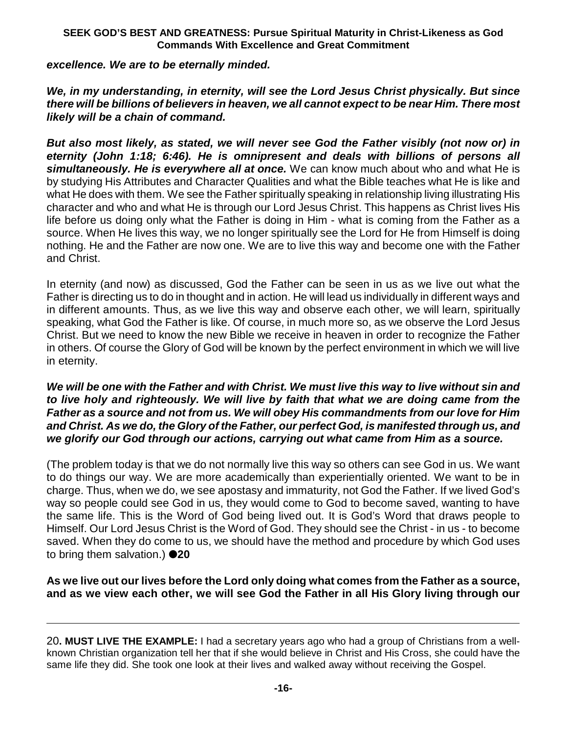***excellence. We are to be eternally minded.***

***We, in my understanding, in eternity, will see the Lord Jesus Christ physically. But since there will be billions of believers in heaven, we all cannot expect to be near Him. There most likely will be a chain of command.***

***But also most likely, as stated, we will never see God the Father visibly (not now or) in eternity (John 1:18; 6:46). He is omnipresent and deals with billions of persons all simultaneously. He is everywhere all at once.*** We can know much about who and what He is by studying His Attributes and Character Qualities and what the Bible teaches what He is like and what He does with them. We see the Father spiritually speaking in relationship living illustrating His character and who and what He is through our Lord Jesus Christ. This happens as Christ lives His life before us doing only what the Father is doing in Him - what is coming from the Father as a source. When He lives this way, we no longer spiritually see the Lord for He from Himself is doing nothing. He and the Father are now one. We are to live this way and become one with the Father and Christ.

In eternity (and now) as discussed, God the Father can be seen in us as we live out what the Father is directing us to do in thought and in action. He will lead us individually in different ways and in different amounts. Thus, as we live this way and observe each other, we will learn, spiritually speaking, what God the Father is like. Of course, in much more so, as we observe the Lord Jesus Christ. But we need to know the new Bible we receive in heaven in order to recognize the Father in others. Of course the Glory of God will be known by the perfect environment in which we will live in eternity.

***We will be one with the Father and with Christ. We must live this way to live without sin and to live holy and righteously. We will live by faith that what we are doing came from the Father as a source and not from us. We will obey His commandments from our love for Him and Christ. As we do, the Glory of the Father, our perfect God, is manifested through us, and we glorify our God through our actions, carrying out what came from Him as a source.***

(The problem today is that we do not normally live this way so others can see God in us. We want to do things our way. We are more academically than experientially oriented. We want to be in charge. Thus, when we do, we see apostasy and immaturity, not God the Father. If we lived God's way so people could see God in us, they would come to God to become saved, wanting to have the same life. This is the Word of God being lived out. It is God's Word that draws people to Himself. Our Lord Jesus Christ is the Word of God. They should see the Christ - in us - to become saved. When they do come to us, we should have the method and procedure by which God uses to bring them salvation.) ●**20**

**As we live out our lives before the Lord only doing what comes from the Father as a source, and as we view each other, we will see God the Father in all His Glory living through our**

---

20**. MUST LIVE THE EXAMPLE:** I had a secretary years ago who had a group of Christians from a well-known Christian organization tell her that if she would believe in Christ and His Cross, she could have the same life they did. She took one look at their lives and walked away without receiving the Gospel.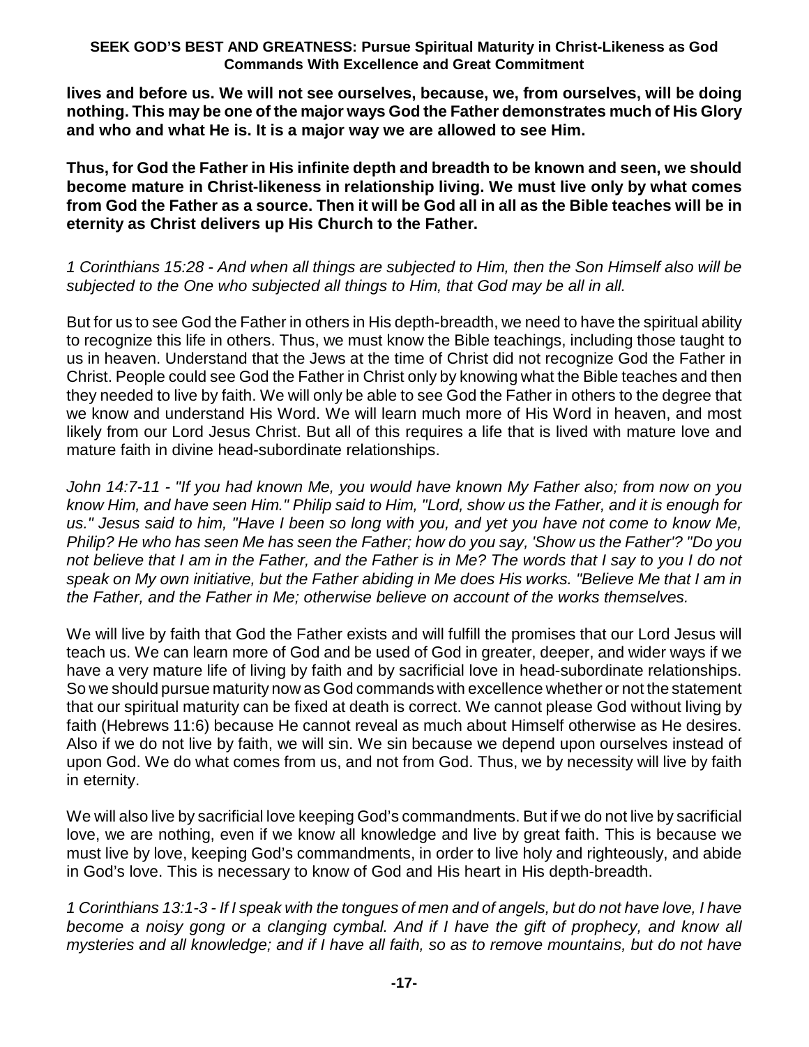**lives and before us. We will not see ourselves, because, we, from ourselves, will be doing nothing. This may be one of the major ways God the Father demonstrates much of His Glory and who and what He is. It is a major way we are allowed to see Him.**

**Thus, for God the Father in His infinite depth and breadth to be known and seen, we should become mature in Christ-likeness in relationship living. We must live only by what comes from God the Father as a source. Then it will be God all in all as the Bible teaches will be in eternity as Christ delivers up His Church to the Father.**

*1 Corinthians 15:28 - And when all things are subjected to Him, then the Son Himself also will be subjected to the One who subjected all things to Him, that God may be all in all.*

But for us to see God the Father in others in His depth-breadth, we need to have the spiritual ability to recognize this life in others. Thus, we must know the Bible teachings, including those taught to us in heaven. Understand that the Jews at the time of Christ did not recognize God the Father in Christ. People could see God the Father in Christ only by knowing what the Bible teaches and then they needed to live by faith. We will only be able to see God the Father in others to the degree that we know and understand His Word. We will learn much more of His Word in heaven, and most likely from our Lord Jesus Christ. But all of this requires a life that is lived with mature love and mature faith in divine head-subordinate relationships.

*John 14:7-11 - "If you had known Me, you would have known My Father also; from now on you know Him, and have seen Him." Philip said to Him, "Lord, show us the Father, and it is enough for us." Jesus said to him, "Have I been so long with you, and yet you have not come to know Me, Philip? He who has seen Me has seen the Father; how do you say, 'Show us the Father'? "Do you not believe that I am in the Father, and the Father is in Me? The words that I say to you I do not speak on My own initiative, but the Father abiding in Me does His works. "Believe Me that I am in the Father, and the Father in Me; otherwise believe on account of the works themselves.*

We will live by faith that God the Father exists and will fulfill the promises that our Lord Jesus will teach us. We can learn more of God and be used of God in greater, deeper, and wider ways if we have a very mature life of living by faith and by sacrificial love in head-subordinate relationships. So we should pursue maturity now as God commands with excellence whether or not the statement that our spiritual maturity can be fixed at death is correct. We cannot please God without living by faith (Hebrews 11:6) because He cannot reveal as much about Himself otherwise as He desires. Also if we do not live by faith, we will sin. We sin because we depend upon ourselves instead of upon God. We do what comes from us, and not from God. Thus, we by necessity will live by faith in eternity.

We will also live by sacrificial love keeping God's commandments. But if we do not live by sacrificial love, we are nothing, even if we know all knowledge and live by great faith. This is because we must live by love, keeping God's commandments, in order to live holy and righteously, and abide in God's love. This is necessary to know of God and His heart in His depth-breadth.

*1 Corinthians 13:1-3 - If I speak with the tongues of men and of angels, but do not have love, I have become a noisy gong or a clanging cymbal. And if I have the gift of prophecy, and know all mysteries and all knowledge; and if I have all faith, so as to remove mountains, but do not have*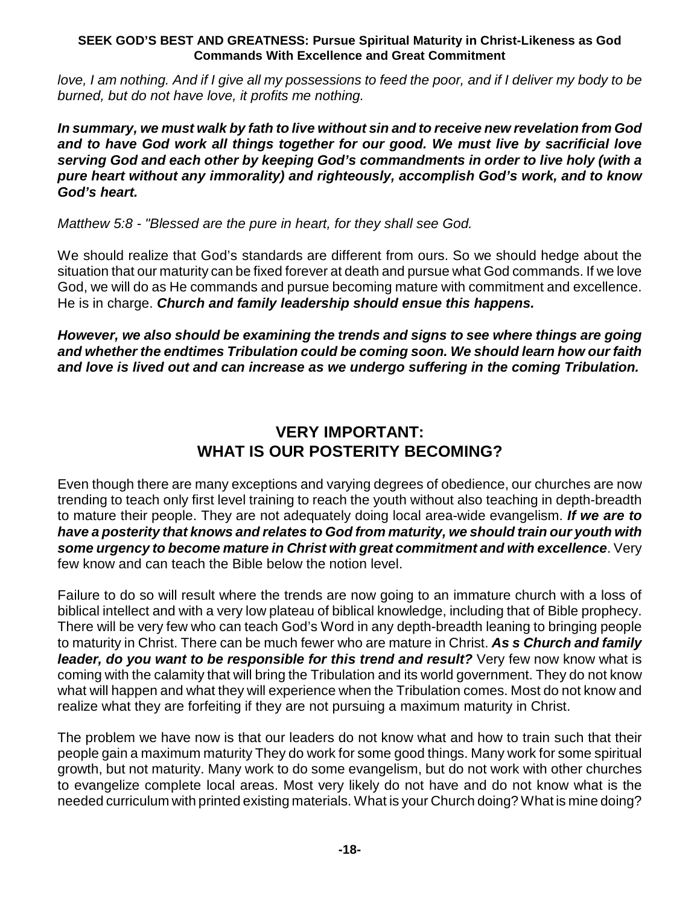*love, I am nothing. And if I give all my possessions to feed the poor, and if I deliver my body to be burned, but do not have love, it profits me nothing.*

***In summary, we must walk by fath to live without sin and to receive new revelation from God and to have God work all things together for our good. We must live by sacrificial love serving God and each other by keeping God's commandments in order to live holy (with a pure heart without any immorality) and righteously, accomplish God's work, and to know God's heart.***

*Matthew 5:8 - "Blessed are the pure in heart, for they shall see God.*

We should realize that God's standards are different from ours. So we should hedge about the situation that our maturity can be fixed forever at death and pursue what God commands. If we love God, we will do as He commands and pursue becoming mature with commitment and excellence. He is in charge. ***Church and family leadership should ensue this happens.***

***However, we also should be examining the trends and signs to see where things are going and whether the endtimes Tribulation could be coming soon. We should learn how our faith and love is lived out and can increase as we undergo suffering in the coming Tribulation.***

## VERY IMPORTANT: WHAT IS OUR POSTERITY BECOMING?

Even though there are many exceptions and varying degrees of obedience, our churches are now trending to teach only first level training to reach the youth without also teaching in depth-breadth to mature their people. They are not adequately doing local area-wide evangelism. ***If we are to have a posterity that knows and relates to God from maturity, we should train our youth with some urgency to become mature in Christ with great commitment and with excellence***. Very few know and can teach the Bible below the notion level.

Failure to do so will result where the trends are now going to an immature church with a loss of biblical intellect and with a very low plateau of biblical knowledge, including that of Bible prophecy. There will be very few who can teach God's Word in any depth-breadth leaning to bringing people to maturity in Christ. There can be much fewer who are mature in Christ. ***As s Church and family leader, do you want to be responsible for this trend and result?*** Very few now know what is coming with the calamity that will bring the Tribulation and its world government. They do not know what will happen and what they will experience when the Tribulation comes. Most do not know and realize what they are forfeiting if they are not pursuing a maximum maturity in Christ.

The problem we have now is that our leaders do not know what and how to train such that their people gain a maximum maturity They do work for some good things. Many work for some spiritual growth, but not maturity. Many work to do some evangelism, but do not work with other churches to evangelize complete local areas. Most very likely do not have and do not know what is the needed curriculum with printed existing materials. What is your Church doing? What is mine doing?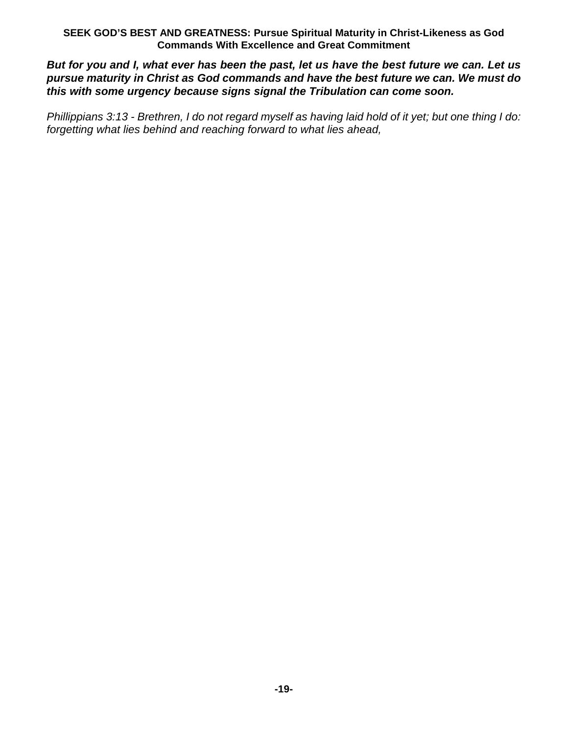**SEEK GOD'S BEST AND GREATNESS: Pursue Spiritual Maturity in Christ-Likeness as God Commands With Excellence and Great Commitment**

***But for you and I, what ever has been the past, let us have the best future we can. Let us pursue maturity in Christ as God commands and have the best future we can. We must do this with some urgency because signs signal the Tribulation can come soon.***

*Phillippians 3:13 - Brethren, I do not regard myself as having laid hold of it yet; but one thing I do: forgetting what lies behind and reaching forward to what lies ahead,*